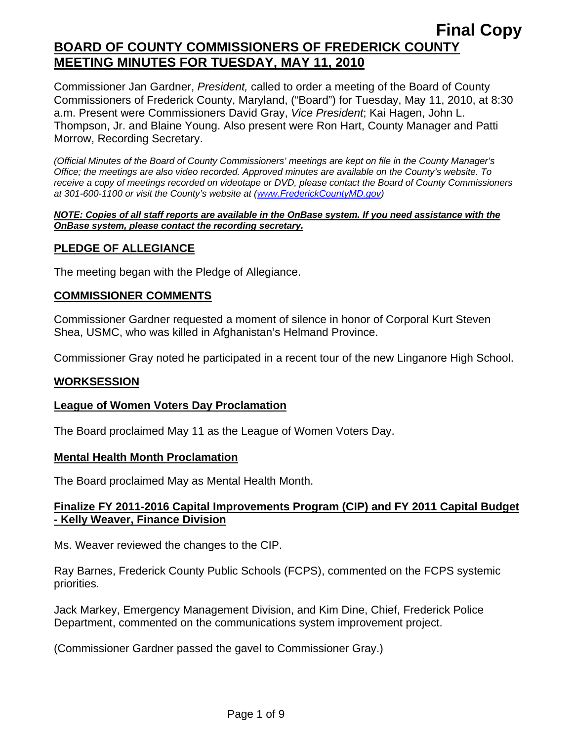**Final Copy**

# BOARD OF COUNTY COMMISSIONERS OF FREDERICK COUNTY MEETING MINUTES FOR TUESDAY, MAY 11, 2010

Commissioner Jan Gardner, *President,* called to order a meeting of the Board of County Commissioners of Frederick County, Maryland, ("Board") for Tuesday, May 11, 2010, at 8:30 a.m. Present were Commissioners David Gray, *Vice President*; Kai Hagen, John L. Thompson, Jr. and Blaine Young. Also present were Ron Hart, County Manager and Patti Morrow, Recording Secretary.

*(Official Minutes of the Board of County Commissioners' meetings are kept on file in the County Manager's Office; the meetings are also video recorded. Approved minutes are available on the County's website. To receive a copy of meetings recorded on videotape or DVD, please contact the Board of County Commissioners at 301-600-1100 or visit the County's website at (www.FrederickCountyMD.gov)*

***NOTE: Copies of all staff reports are available in the OnBase system. If you need assistance with the OnBase system, please contact the recording secretary.***

## PLEDGE OF ALLEGIANCE

The meeting began with the Pledge of Allegiance.

## COMMISSIONER COMMENTS

Commissioner Gardner requested a moment of silence in honor of Corporal Kurt Steven Shea, USMC, who was killed in Afghanistan's Helmand Province.

Commissioner Gray noted he participated in a recent tour of the new Linganore High School.

## WORKSESSION

### League of Women Voters Day Proclamation

The Board proclaimed May 11 as the League of Women Voters Day.

### Mental Health Month Proclamation

The Board proclaimed May as Mental Health Month.

### Finalize FY 2011-2016 Capital Improvements Program (CIP) and FY 2011 Capital Budget - Kelly Weaver, Finance Division

Ms. Weaver reviewed the changes to the CIP.

Ray Barnes, Frederick County Public Schools (FCPS), commented on the FCPS systemic priorities.

Jack Markey, Emergency Management Division, and Kim Dine, Chief, Frederick Police Department, commented on the communications system improvement project.

(Commissioner Gardner passed the gavel to Commissioner Gray.)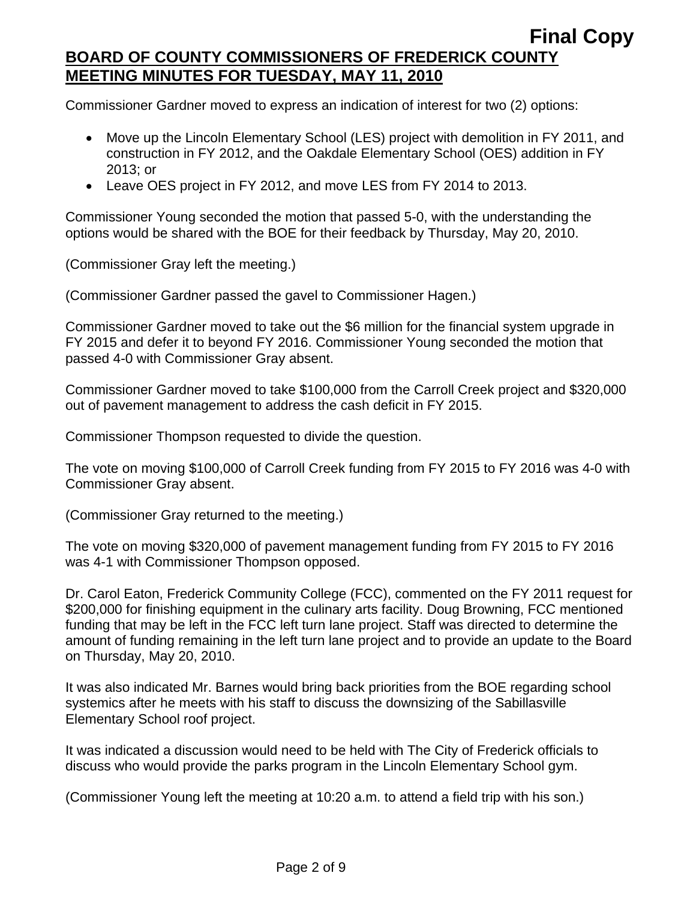Commissioner Gardner moved to express an indication of interest for two (2) options:

- Move up the Lincoln Elementary School (LES) project with demolition in FY 2011, and construction in FY 2012, and the Oakdale Elementary School (OES) addition in FY 2013; or
- Leave OES project in FY 2012, and move LES from FY 2014 to 2013.

Commissioner Young seconded the motion that passed 5-0, with the understanding the options would be shared with the BOE for their feedback by Thursday, May 20, 2010.

(Commissioner Gray left the meeting.)

(Commissioner Gardner passed the gavel to Commissioner Hagen.)

Commissioner Gardner moved to take out the $6 million for the financial system upgrade in FY 2015 and defer it to beyond FY 2016. Commissioner Young seconded the motion that passed 4-0 with Commissioner Gray absent.

Commissioner Gardner moved to take $100,000 from the Carroll Creek project and $320,000 out of pavement management to address the cash deficit in FY 2015.

Commissioner Thompson requested to divide the question.

The vote on moving $100,000 of Carroll Creek funding from FY 2015 to FY 2016 was 4-0 with Commissioner Gray absent.

(Commissioner Gray returned to the meeting.)

The vote on moving $320,000 of pavement management funding from FY 2015 to FY 2016 was 4-1 with Commissioner Thompson opposed.

Dr. Carol Eaton, Frederick Community College (FCC), commented on the FY 2011 request for $200,000 for finishing equipment in the culinary arts facility. Doug Browning, FCC mentioned funding that may be left in the FCC left turn lane project. Staff was directed to determine the amount of funding remaining in the left turn lane project and to provide an update to the Board on Thursday, May 20, 2010.

It was also indicated Mr. Barnes would bring back priorities from the BOE regarding school systemics after he meets with his staff to discuss the downsizing of the Sabillasville Elementary School roof project.

It was indicated a discussion would need to be held with The City of Frederick officials to discuss who would provide the parks program in the Lincoln Elementary School gym.

(Commissioner Young left the meeting at 10:20 a.m. to attend a field trip with his son.)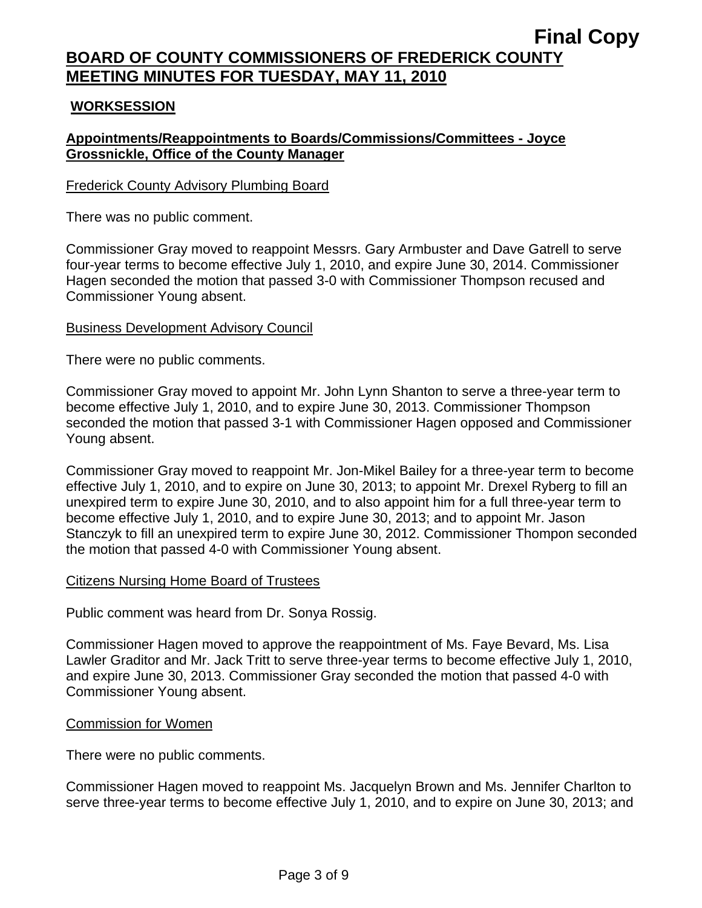**Final Copy**

# BOARD OF COUNTY COMMISSIONERS OF FREDERICK COUNTY MEETING MINUTES FOR TUESDAY, MAY 11, 2010

## WORKSESSION

### Appointments/Reappointments to Boards/Commissions/Committees - Joyce Grossnickle, Office of the County Manager

Frederick County Advisory Plumbing Board

There was no public comment.

Commissioner Gray moved to reappoint Messrs. Gary Armbuster and Dave Gatrell to serve four-year terms to become effective July 1, 2010, and expire June 30, 2014. Commissioner Hagen seconded the motion that passed 3-0 with Commissioner Thompson recused and Commissioner Young absent.

Business Development Advisory Council

There were no public comments.

Commissioner Gray moved to appoint Mr. John Lynn Shanton to serve a three-year term to become effective July 1, 2010, and to expire June 30, 2013. Commissioner Thompson seconded the motion that passed 3-1 with Commissioner Hagen opposed and Commissioner Young absent.

Commissioner Gray moved to reappoint Mr. Jon-Mikel Bailey for a three-year term to become effective July 1, 2010, and to expire on June 30, 2013; to appoint Mr. Drexel Ryberg to fill an unexpired term to expire June 30, 2010, and to also appoint him for a full three-year term to become effective July 1, 2010, and to expire June 30, 2013; and to appoint Mr. Jason Stanczyk to fill an unexpired term to expire June 30, 2012. Commissioner Thompon seconded the motion that passed 4-0 with Commissioner Young absent.

Citizens Nursing Home Board of Trustees

Public comment was heard from Dr. Sonya Rossig.

Commissioner Hagen moved to approve the reappointment of Ms. Faye Bevard, Ms. Lisa Lawler Graditor and Mr. Jack Tritt to serve three-year terms to become effective July 1, 2010, and expire June 30, 2013. Commissioner Gray seconded the motion that passed 4-0 with Commissioner Young absent.

Commission for Women

There were no public comments.

Commissioner Hagen moved to reappoint Ms. Jacquelyn Brown and Ms. Jennifer Charlton to serve three-year terms to become effective July 1, 2010, and to expire on June 30, 2013; and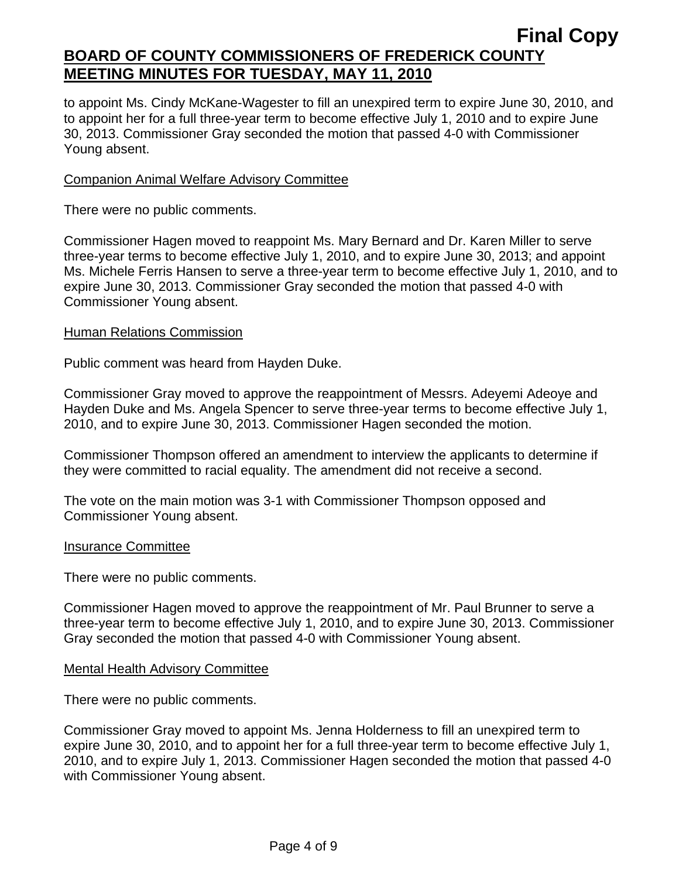to appoint Ms. Cindy McKane-Wagester to fill an unexpired term to expire June 30, 2010, and to appoint her for a full three-year term to become effective July 1, 2010 and to expire June 30, 2013. Commissioner Gray seconded the motion that passed 4-0 with Commissioner Young absent.

Companion Animal Welfare Advisory Committee

There were no public comments.

Commissioner Hagen moved to reappoint Ms. Mary Bernard and Dr. Karen Miller to serve three-year terms to become effective July 1, 2010, and to expire June 30, 2013; and appoint Ms. Michele Ferris Hansen to serve a three-year term to become effective July 1, 2010, and to expire June 30, 2013. Commissioner Gray seconded the motion that passed 4-0 with Commissioner Young absent.

Human Relations Commission

Public comment was heard from Hayden Duke.

Commissioner Gray moved to approve the reappointment of Messrs. Adeyemi Adeoye and Hayden Duke and Ms. Angela Spencer to serve three-year terms to become effective July 1, 2010, and to expire June 30, 2013. Commissioner Hagen seconded the motion.

Commissioner Thompson offered an amendment to interview the applicants to determine if they were committed to racial equality. The amendment did not receive a second.

The vote on the main motion was 3-1 with Commissioner Thompson opposed and Commissioner Young absent.

Insurance Committee

There were no public comments.

Commissioner Hagen moved to approve the reappointment of Mr. Paul Brunner to serve a three-year term to become effective July 1, 2010, and to expire June 30, 2013. Commissioner Gray seconded the motion that passed 4-0 with Commissioner Young absent.

Mental Health Advisory Committee

There were no public comments.

Commissioner Gray moved to appoint Ms. Jenna Holderness to fill an unexpired term to expire June 30, 2010, and to appoint her for a full three-year term to become effective July 1, 2010, and to expire July 1, 2013. Commissioner Hagen seconded the motion that passed 4-0 with Commissioner Young absent.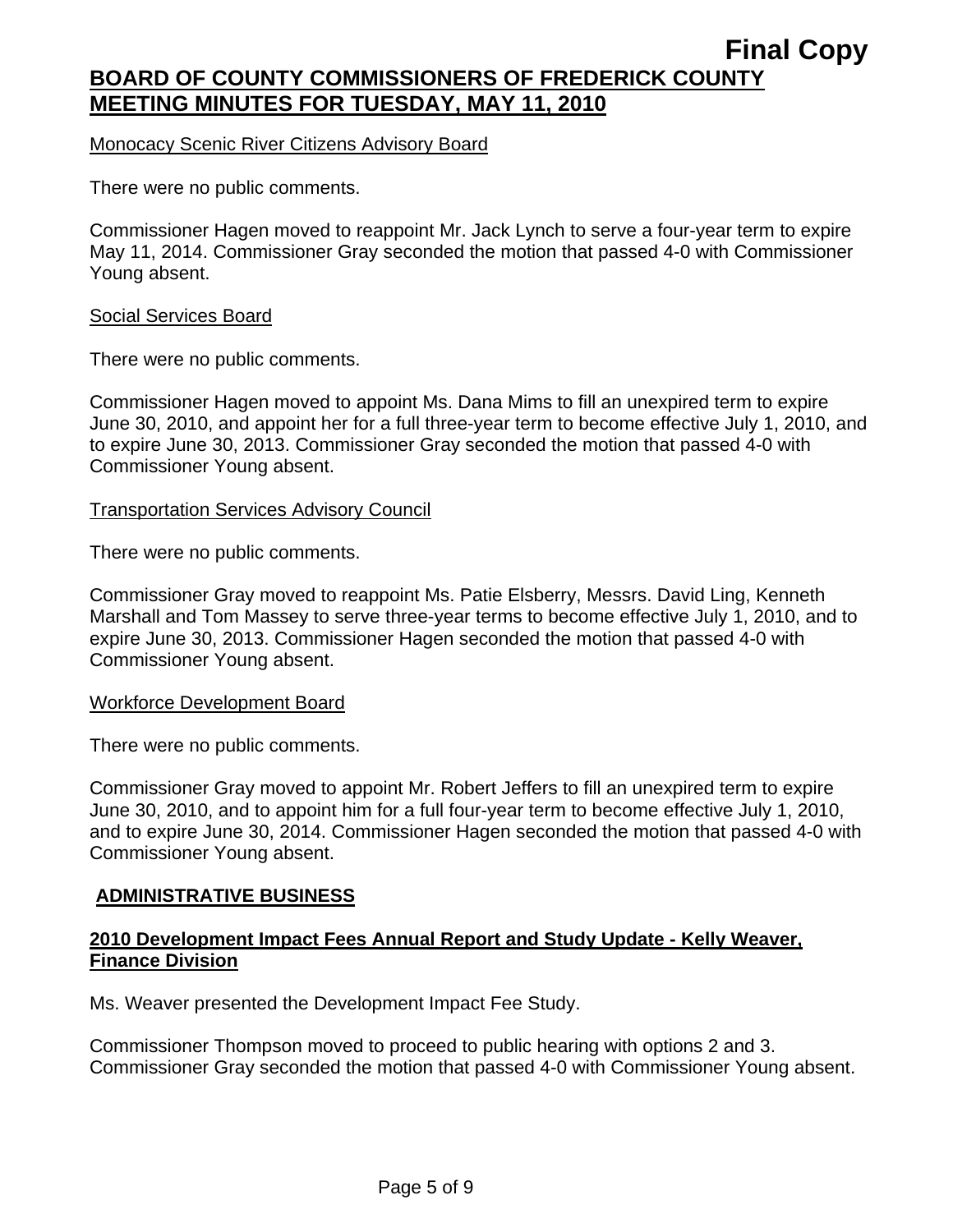Monocacy Scenic River Citizens Advisory Board

There were no public comments.

Commissioner Hagen moved to reappoint Mr. Jack Lynch to serve a four-year term to expire May 11, 2014. Commissioner Gray seconded the motion that passed 4-0 with Commissioner Young absent.

Social Services Board

There were no public comments.

Commissioner Hagen moved to appoint Ms. Dana Mims to fill an unexpired term to expire June 30, 2010, and appoint her for a full three-year term to become effective July 1, 2010, and to expire June 30, 2013. Commissioner Gray seconded the motion that passed 4-0 with Commissioner Young absent.

Transportation Services Advisory Council

There were no public comments.

Commissioner Gray moved to reappoint Ms. Patie Elsberry, Messrs. David Ling, Kenneth Marshall and Tom Massey to serve three-year terms to become effective July 1, 2010, and to expire June 30, 2013. Commissioner Hagen seconded the motion that passed 4-0 with Commissioner Young absent.

Workforce Development Board

There were no public comments.

Commissioner Gray moved to appoint Mr. Robert Jeffers to fill an unexpired term to expire June 30, 2010, and to appoint him for a full four-year term to become effective July 1, 2010, and to expire June 30, 2014. Commissioner Hagen seconded the motion that passed 4-0 with Commissioner Young absent.

## ADMINISTRATIVE BUSINESS

### 2010 Development Impact Fees Annual Report and Study Update - Kelly Weaver, Finance Division

Ms. Weaver presented the Development Impact Fee Study.

Commissioner Thompson moved to proceed to public hearing with options 2 and 3. Commissioner Gray seconded the motion that passed 4-0 with Commissioner Young absent.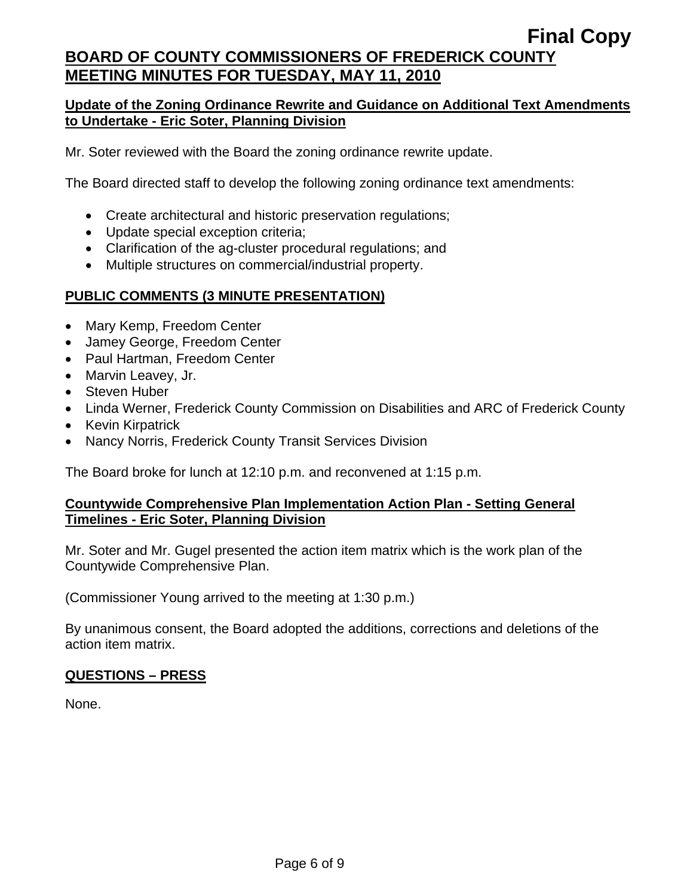**Final Copy**

## BOARD OF COUNTY COMMISSIONERS OF FREDERICK COUNTY MEETING MINUTES FOR TUESDAY, MAY 11, 2010

**Update of the Zoning Ordinance Rewrite and Guidance on Additional Text Amendments to Undertake - Eric Soter, Planning Division**

Mr. Soter reviewed with the Board the zoning ordinance rewrite update.

The Board directed staff to develop the following zoning ordinance text amendments:

- Create architectural and historic preservation regulations;
- Update special exception criteria;
- Clarification of the ag-cluster procedural regulations; and
- Multiple structures on commercial/industrial property.

**PUBLIC COMMENTS (3 MINUTE PRESENTATION)**

- Mary Kemp, Freedom Center
- Jamey George, Freedom Center
- Paul Hartman, Freedom Center
- Marvin Leavey, Jr.
- Steven Huber
- Linda Werner, Frederick County Commission on Disabilities and ARC of Frederick County
- Kevin Kirpatrick
- Nancy Norris, Frederick County Transit Services Division

The Board broke for lunch at 12:10 p.m. and reconvened at 1:15 p.m.

**Countywide Comprehensive Plan Implementation Action Plan - Setting General Timelines - Eric Soter, Planning Division**

Mr. Soter and Mr. Gugel presented the action item matrix which is the work plan of the Countywide Comprehensive Plan.

(Commissioner Young arrived to the meeting at 1:30 p.m.)

By unanimous consent, the Board adopted the additions, corrections and deletions of the action item matrix.

**QUESTIONS – PRESS**

None.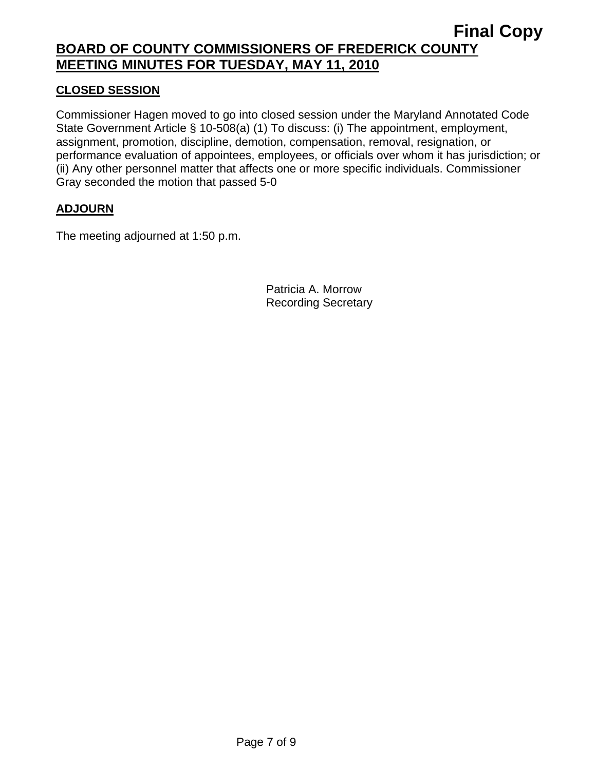**Final Copy**

**BOARD OF COUNTY COMMISSIONERS OF FREDERICK COUNTY**
**MEETING MINUTES FOR TUESDAY, MAY 11, 2010**

## CLOSED SESSION

Commissioner Hagen moved to go into closed session under the Maryland Annotated Code State Government Article § 10-508(a) (1) To discuss: (i) The appointment, employment, assignment, promotion, discipline, demotion, compensation, removal, resignation, or performance evaluation of appointees, employees, or officials over whom it has jurisdiction; or (ii) Any other personnel matter that affects one or more specific individuals. Commissioner Gray seconded the motion that passed 5-0

## ADJOURN

The meeting adjourned at 1:50 p.m.

Patricia A. Morrow
Recording Secretary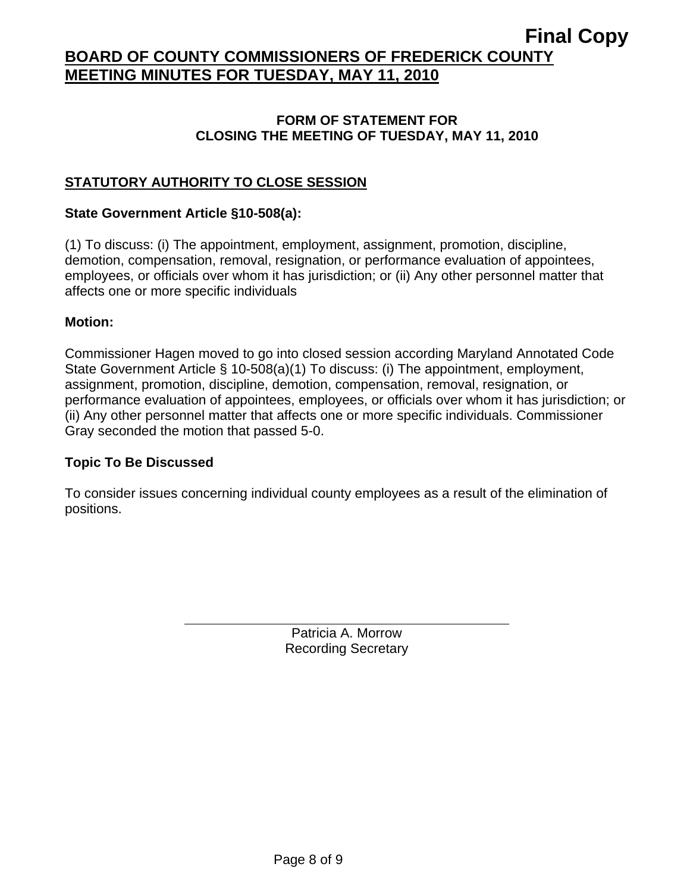**Final Copy**

**BOARD OF COUNTY COMMISSIONERS OF FREDERICK COUNTY**
**MEETING MINUTES FOR TUESDAY, MAY 11, 2010**

## FORM OF STATEMENT FOR CLOSING THE MEETING OF TUESDAY, MAY 11, 2010

### STATUTORY AUTHORITY TO CLOSE SESSION

**State Government Article §10-508(a):**

(1) To discuss: (i) The appointment, employment, assignment, promotion, discipline, demotion, compensation, removal, resignation, or performance evaluation of appointees, employees, or officials over whom it has jurisdiction; or (ii) Any other personnel matter that affects one or more specific individuals

**Motion:**

Commissioner Hagen moved to go into closed session according Maryland Annotated Code State Government Article § 10-508(a)(1) To discuss: (i) The appointment, employment, assignment, promotion, discipline, demotion, compensation, removal, resignation, or performance evaluation of appointees, employees, or officials over whom it has jurisdiction; or (ii) Any other personnel matter that affects one or more specific individuals. Commissioner Gray seconded the motion that passed 5-0.

**Topic To Be Discussed**

To consider issues concerning individual county employees as a result of the elimination of positions.

Patricia A. Morrow
Recording Secretary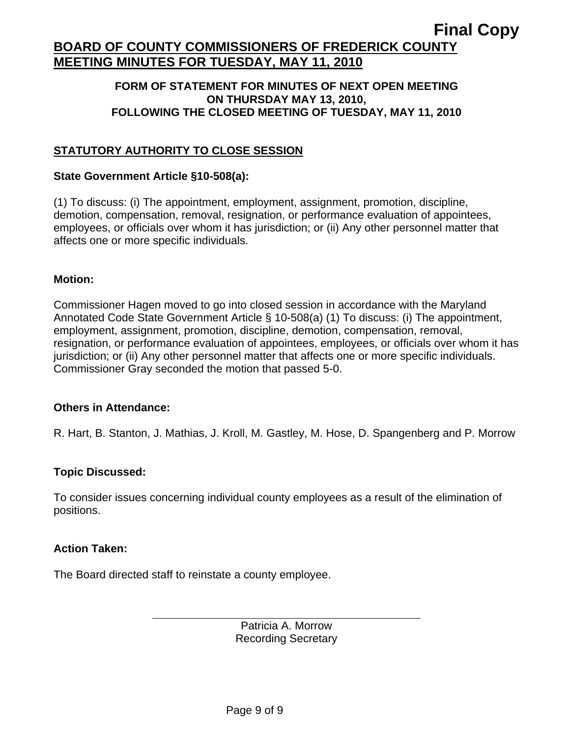**Final Copy**

# BOARD OF COUNTY COMMISSIONERS OF FREDERICK COUNTY MEETING MINUTES FOR TUESDAY, MAY 11, 2010

**FORM OF STATEMENT FOR MINUTES OF NEXT OPEN MEETING ON THURSDAY MAY 13, 2010, FOLLOWING THE CLOSED MEETING OF TUESDAY, MAY 11, 2010**

## STATUTORY AUTHORITY TO CLOSE SESSION

**State Government Article §10-508(a):**

(1) To discuss: (i) The appointment, employment, assignment, promotion, discipline, demotion, compensation, removal, resignation, or performance evaluation of appointees, employees, or officials over whom it has jurisdiction; or (ii) Any other personnel matter that affects one or more specific individuals.

**Motion:**

Commissioner Hagen moved to go into closed session in accordance with the Maryland Annotated Code State Government Article § 10-508(a) (1) To discuss: (i) The appointment, employment, assignment, promotion, discipline, demotion, compensation, removal, resignation, or performance evaluation of appointees, employees, or officials over whom it has jurisdiction; or (ii) Any other personnel matter that affects one or more specific individuals. Commissioner Gray seconded the motion that passed 5-0.

**Others in Attendance:**

R. Hart, B. Stanton, J. Mathias, J. Kroll, M. Gastley, M. Hose, D. Spangenberg and P. Morrow

**Topic Discussed:**

To consider issues concerning individual county employees as a result of the elimination of positions.

**Action Taken:**

The Board directed staff to reinstate a county employee.

Patricia A. Morrow
Recording Secretary